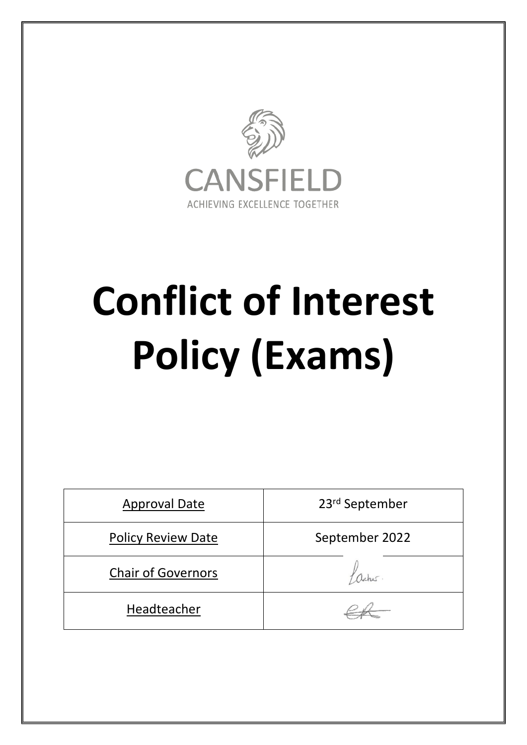CANSFIELD

ACHIEVING EXCELLENCE TOGETHER

# Conflict of Interest Policy (Exams)

| Approval Date | 23rd September |
|---|---|
| Policy Review Date | September 2022 |
| Chair of Governors | |
| Headteacher | |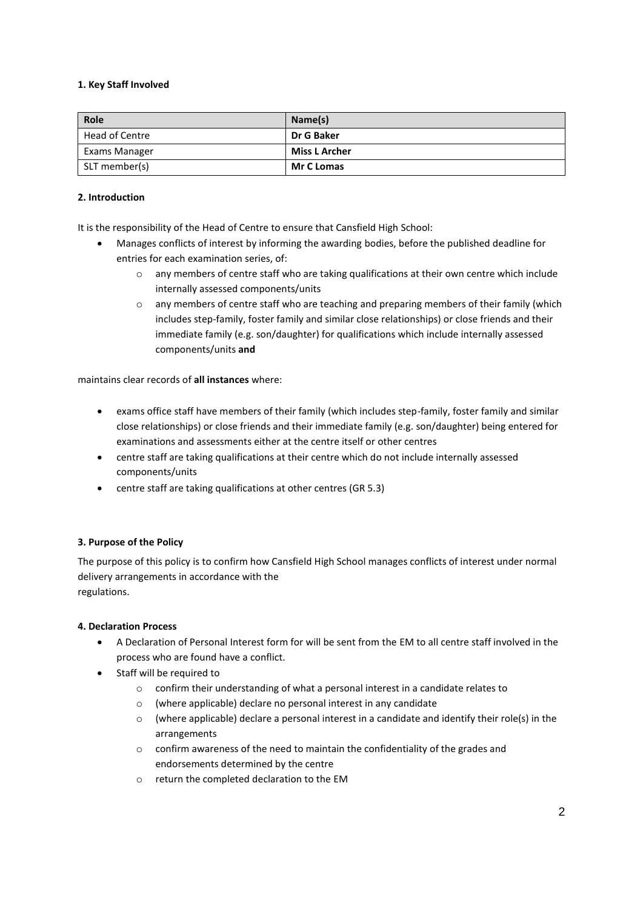### 1. Key Staff Involved

| Role | Name(s) |
| --- | --- |
| Head of Centre | **Dr G Baker** |
| Exams Manager | **Miss L Archer** |
| SLT member(s) | **Mr C Lomas** |

### 2. Introduction

It is the responsibility of the Head of Centre to ensure that Cansfield High School:

- Manages conflicts of interest by informing the awarding bodies, before the published deadline for entries for each examination series, of:
    - any members of centre staff who are taking qualifications at their own centre which include internally assessed components/units
    - any members of centre staff who are teaching and preparing members of their family (which includes step-family, foster family and similar close relationships) or close friends and their immediate family (e.g. son/daughter) for qualifications which include internally assessed components/units **and**

maintains clear records of **all instances** where:

- exams office staff have members of their family (which includes step-family, foster family and similar close relationships) or close friends and their immediate family (e.g. son/daughter) being entered for examinations and assessments either at the centre itself or other centres
- centre staff are taking qualifications at their centre which do not include internally assessed components/units
- centre staff are taking qualifications at other centres (GR 5.3)

### 3. Purpose of the Policy

The purpose of this policy is to confirm how Cansfield High School manages conflicts of interest under normal delivery arrangements in accordance with the
regulations.

### 4. Declaration Process

- A Declaration of Personal Interest form for will be sent from the EM to all centre staff involved in the process who are found have a conflict.
- Staff will be required to
    - confirm their understanding of what a personal interest in a candidate relates to
    - (where applicable) declare no personal interest in any candidate
    - (where applicable) declare a personal interest in a candidate and identify their role(s) in the arrangements
    - confirm awareness of the need to maintain the confidentiality of the grades and endorsements determined by the centre
    - return the completed declaration to the EM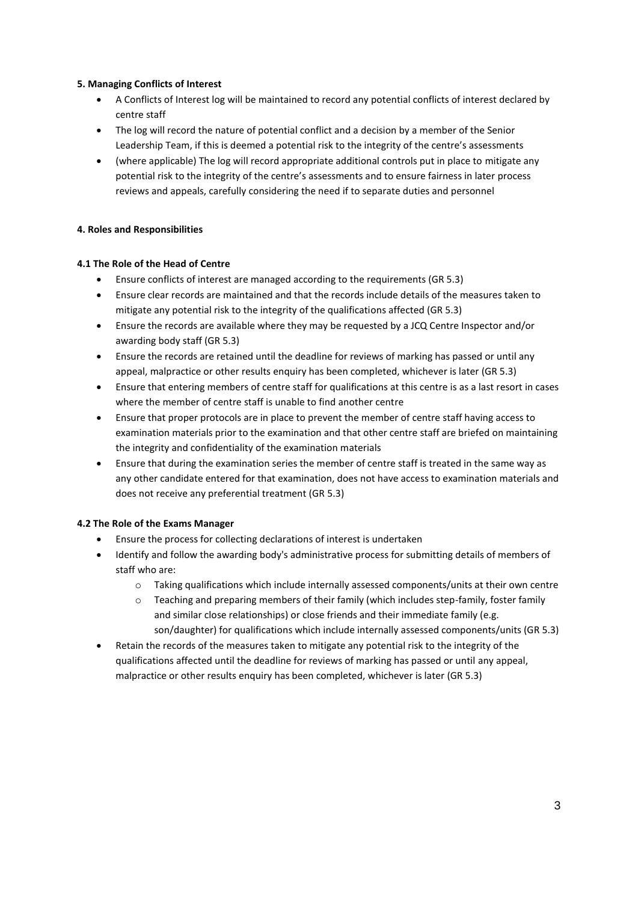**5. Managing Conflicts of Interest**

- A Conflicts of Interest log will be maintained to record any potential conflicts of interest declared by centre staff
- The log will record the nature of potential conflict and a decision by a member of the Senior Leadership Team, if this is deemed a potential risk to the integrity of the centre's assessments
- (where applicable) The log will record appropriate additional controls put in place to mitigate any potential risk to the integrity of the centre's assessments and to ensure fairness in later process reviews and appeals, carefully considering the need if to separate duties and personnel

**4. Roles and Responsibilities**

**4.1 The Role of the Head of Centre**

- Ensure conflicts of interest are managed according to the requirements (GR 5.3)
- Ensure clear records are maintained and that the records include details of the measures taken to mitigate any potential risk to the integrity of the qualifications affected (GR 5.3)
- Ensure the records are available where they may be requested by a JCQ Centre Inspector and/or awarding body staff (GR 5.3)
- Ensure the records are retained until the deadline for reviews of marking has passed or until any appeal, malpractice or other results enquiry has been completed, whichever is later (GR 5.3)
- Ensure that entering members of centre staff for qualifications at this centre is as a last resort in cases where the member of centre staff is unable to find another centre
- Ensure that proper protocols are in place to prevent the member of centre staff having access to examination materials prior to the examination and that other centre staff are briefed on maintaining the integrity and confidentiality of the examination materials
- Ensure that during the examination series the member of centre staff is treated in the same way as any other candidate entered for that examination, does not have access to examination materials and does not receive any preferential treatment (GR 5.3)

**4.2 The Role of the Exams Manager**

- Ensure the process for collecting declarations of interest is undertaken
- Identify and follow the awarding body's administrative process for submitting details of members of staff who are:
  - Taking qualifications which include internally assessed components/units at their own centre
  - Teaching and preparing members of their family (which includes step-family, foster family and similar close relationships) or close friends and their immediate family (e.g. son/daughter) for qualifications which include internally assessed components/units (GR 5.3)
- Retain the records of the measures taken to mitigate any potential risk to the integrity of the qualifications affected until the deadline for reviews of marking has passed or until any appeal, malpractice or other results enquiry has been completed, whichever is later (GR 5.3)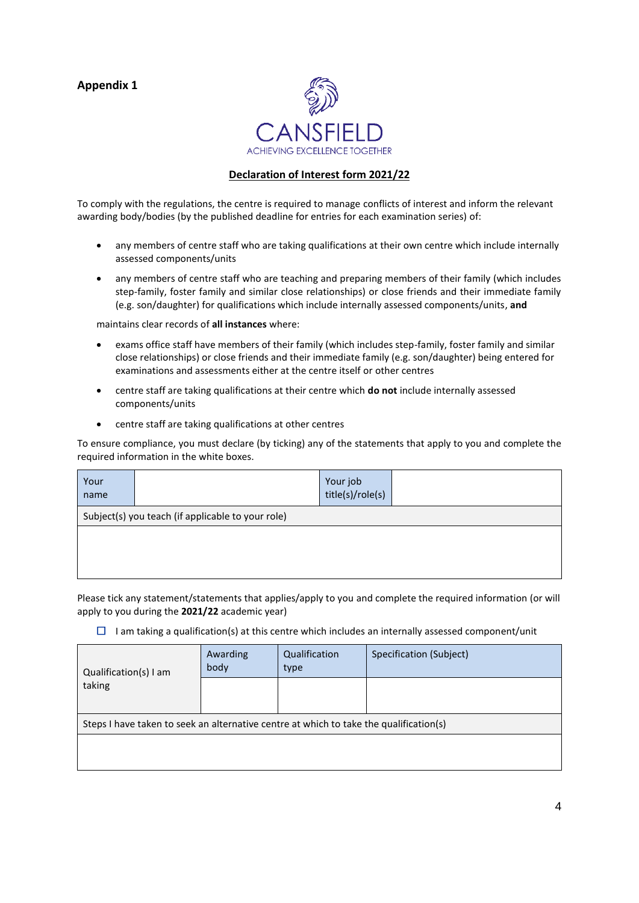**Appendix 1**

CANSFIELD
ACHIEVING EXCELLENCE TOGETHER

## Declaration of Interest form 2021/22

To comply with the regulations, the centre is required to manage conflicts of interest and inform the relevant awarding body/bodies (by the published deadline for entries for each examination series) of:

- any members of centre staff who are taking qualifications at their own centre which include internally assessed components/units
- any members of centre staff who are teaching and preparing members of their family (which includes step-family, foster family and similar close relationships) or close friends and their immediate family (e.g. son/daughter) for qualifications which include internally assessed components/units, **and**

maintains clear records of **all instances** where:

- exams office staff have members of their family (which includes step-family, foster family and similar close relationships) or close friends and their immediate family (e.g. son/daughter) being entered for examinations and assessments either at the centre itself or other centres
- centre staff are taking qualifications at their centre which **do not** include internally assessed components/units
- centre staff are taking qualifications at other centres

To ensure compliance, you must declare (by ticking) any of the statements that apply to you and complete the required information in the white boxes.

| Your name | | Your job title(s)/role(s) | |
|---|---|---|---|
| Subject(s) you teach (if applicable to your role) | | | |
| | | | |

Please tick any statement/statements that applies/apply to you and complete the required information (or will apply to you during the **2021/22** academic year)

☐ I am taking a qualification(s) at this centre which includes an internally assessed component/unit

| Qualification(s) I am taking | Awarding body | Qualification type | Specification (Subject) |
|---|---|---|---|
| | | | |
| Steps I have taken to seek an alternative centre at which to take the qualification(s) | | | |
| | | | |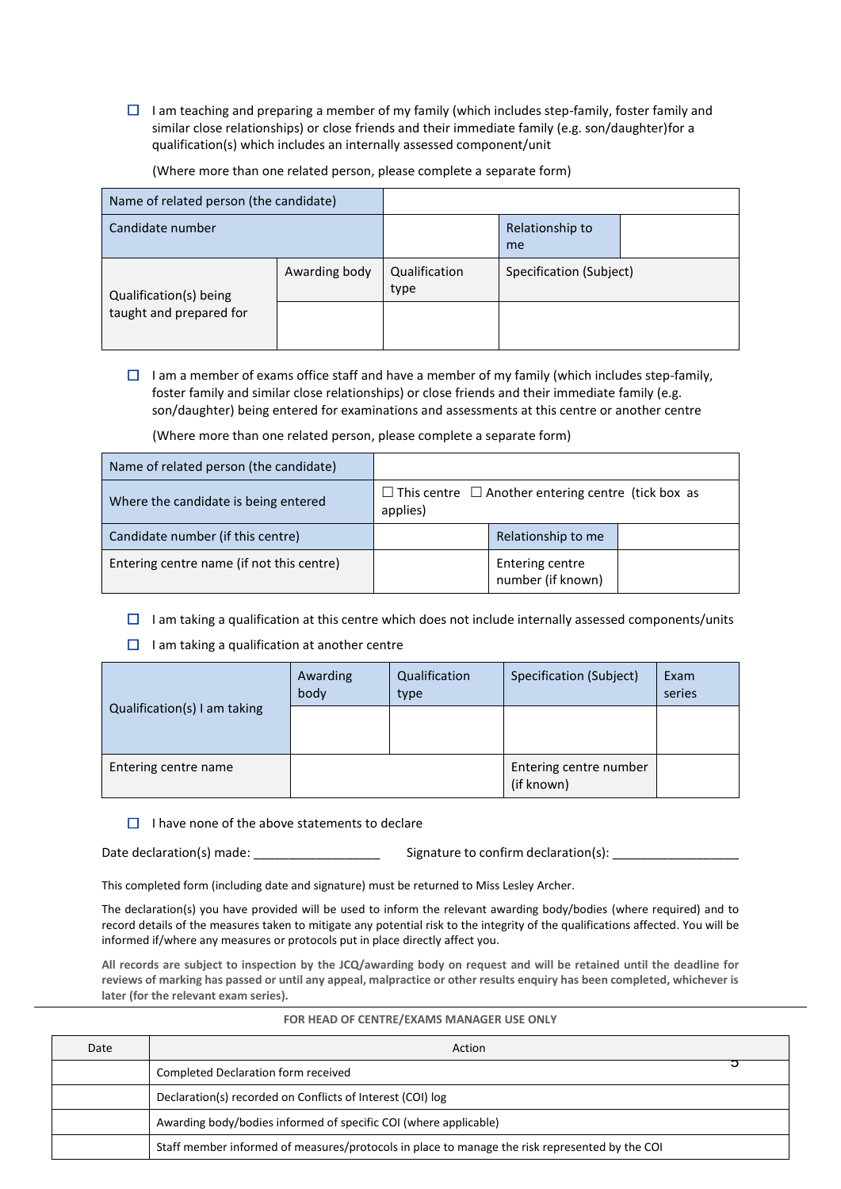☐ I am teaching and preparing a member of my family (which includes step-family, foster family and similar close relationships) or close friends and their immediate family (e.g. son/daughter)for a qualification(s) which includes an internally assessed component/unit

(Where more than one related person, please complete a separate form)

| Name of related person (the candidate) | | | | |
|---|---|---|---|---|
| Candidate number | | | Relationship to me | |
| Qualification(s) being taught and prepared for | Awarding body | Qualification type | Specification (Subject) | |
| | | | | |

☐ I am a member of exams office staff and have a member of my family (which includes step-family, foster family and similar close relationships) or close friends and their immediate family (e.g. son/daughter) being entered for examinations and assessments at this centre or another centre

(Where more than one related person, please complete a separate form)

| Name of related person (the candidate) | | | |
|---|---|---|---|
| Where the candidate is being entered | ☐ This centre ☐ Another entering centre (tick box as applies) | | |
| Candidate number (if this centre) | | Relationship to me | |
| Entering centre name (if not this centre) | | Entering centre number (if known) | |

☐ I am taking a qualification at this centre which does not include internally assessed components/units

☐ I am taking a qualification at another centre

| Qualification(s) I am taking | Awarding body | Qualification type | Specification (Subject) | Exam series |
|---|---|---|---|---|
| | | | | |
| Entering centre name | | | Entering centre number (if known) | |

☐ I have none of the above statements to declare

Date declaration(s) made: __________________ Signature to confirm declaration(s): __________________

This completed form (including date and signature) must be returned to Miss Lesley Archer.

The declaration(s) you have provided will be used to inform the relevant awarding body/bodies (where required) and to record details of the measures taken to mitigate any potential risk to the integrity of the qualifications affected. You will be informed if/where any measures or protocols put in place directly affect you.

**All records are subject to inspection by the JCQ/awarding body on request and will be retained until the deadline for reviews of marking has passed or until any appeal, malpractice or other results enquiry has been completed, whichever is later (for the relevant exam series).**

**FOR HEAD OF CENTRE/EXAMS MANAGER USE ONLY**

| Date | Action |
|---|---|
| | Completed Declaration form received |
| | Declaration(s) recorded on Conflicts of Interest (COI) log |
| | Awarding body/bodies informed of specific COI (where applicable) |
| | Staff member informed of measures/protocols in place to manage the risk represented by the COI |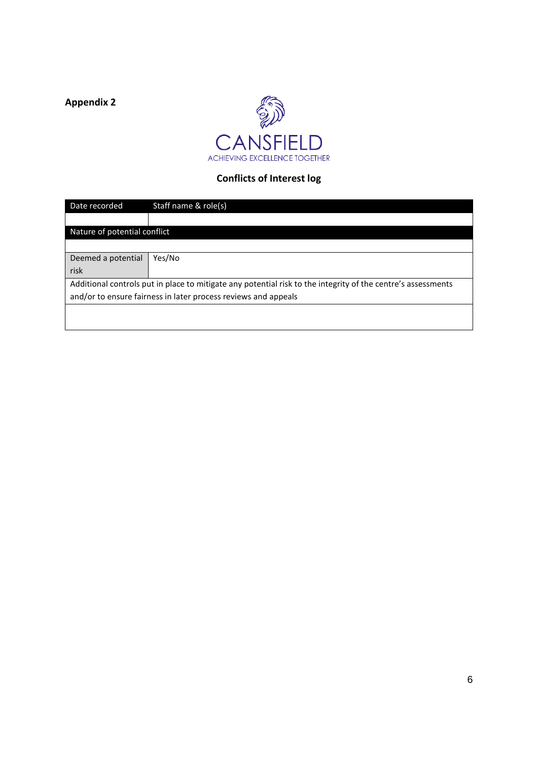**Appendix 2**

CANSFIELD

ACHIEVING EXCELLENCE TOGETHER

## Conflicts of Interest log

| Date recorded | Staff name & role(s) |
|---|---|
| | |
| Nature of potential conflict | |
| | |
| Deemed a potential risk | Yes/No |
| Additional controls put in place to mitigate any potential risk to the integrity of the centre's assessments and/or to ensure fairness in later process reviews and appeals | |
| | |